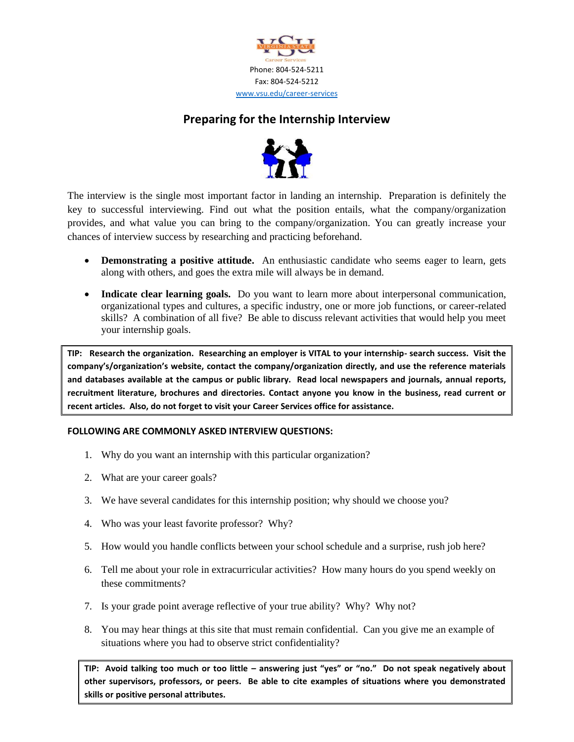VSU Virginia State Career Services

Phone: 804-524-5211

Fax: 804-524-5212

www.vsu.edu/career-services

# Preparing for the Internship Interview

The interview is the single most important factor in landing an internship. Preparation is definitely the key to successful interviewing. Find out what the position entails, what the company/organization provides, and what value you can bring to the company/organization. You can greatly increase your chances of interview success by researching and practicing beforehand.

- **Demonstrating a positive attitude.** An enthusiastic candidate who seems eager to learn, gets along with others, and goes the extra mile will always be in demand.
- **Indicate clear learning goals.** Do you want to learn more about interpersonal communication, organizational types and cultures, a specific industry, one or more job functions, or career-related skills? A combination of all five? Be able to discuss relevant activities that would help you meet your internship goals.

> **TIP: Research the organization. Researching an employer is VITAL to your internship- search success. Visit the company's/organization's website, contact the company/organization directly, and use the reference materials and databases available at the campus or public library. Read local newspapers and journals, annual reports, recruitment literature, brochures and directories. Contact anyone you know in the business, read current or recent articles. Also, do not forget to visit your Career Services office for assistance.**

**FOLLOWING ARE COMMONLY ASKED INTERVIEW QUESTIONS:**

1. Why do you want an internship with this particular organization?
2. What are your career goals?
3. We have several candidates for this internship position; why should we choose you?
4. Who was your least favorite professor? Why?
5. How would you handle conflicts between your school schedule and a surprise, rush job here?
6. Tell me about your role in extracurricular activities? How many hours do you spend weekly on these commitments?
7. Is your grade point average reflective of your true ability? Why? Why not?
8. You may hear things at this site that must remain confidential. Can you give me an example of situations where you had to observe strict confidentiality?

> **TIP: Avoid talking too much or too little – answering just "yes" or "no." Do not speak negatively about other supervisors, professors, or peers. Be able to cite examples of situations where you demonstrated skills or positive personal attributes.**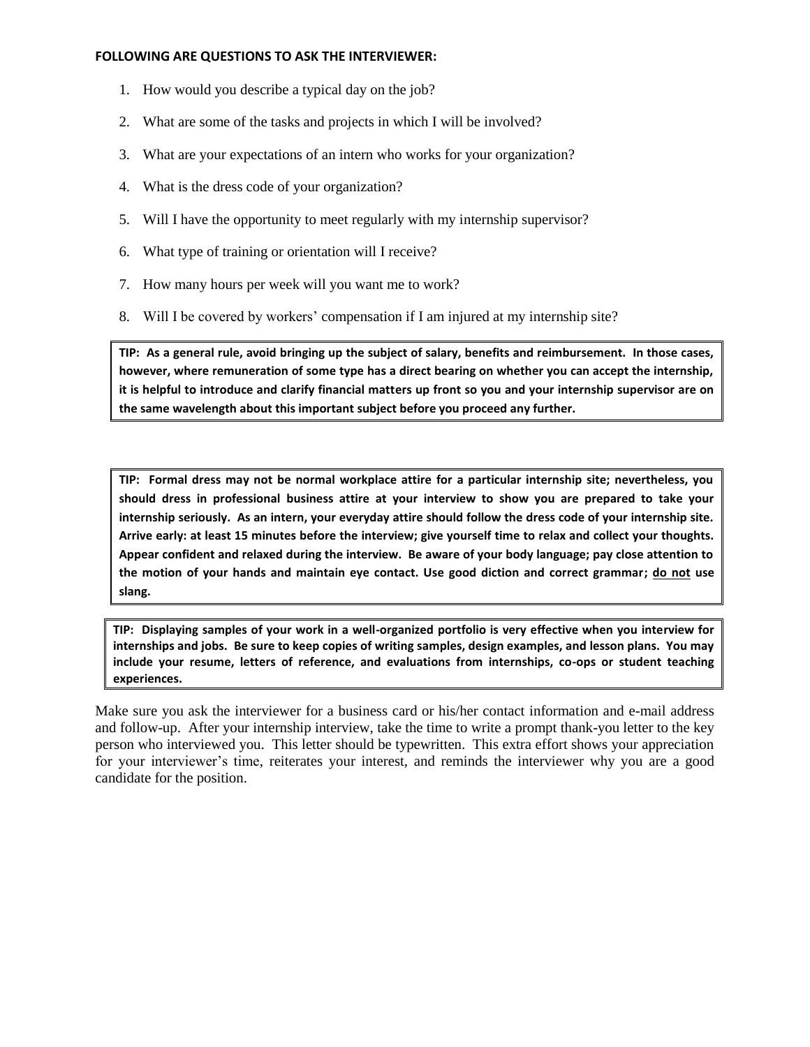**FOLLOWING ARE QUESTIONS TO ASK THE INTERVIEWER:**

1. How would you describe a typical day on the job?
2. What are some of the tasks and projects in which I will be involved?
3. What are your expectations of an intern who works for your organization?
4. What is the dress code of your organization?
5. Will I have the opportunity to meet regularly with my internship supervisor?
6. What type of training or orientation will I receive?
7. How many hours per week will you want me to work?
8. Will I be covered by workers' compensation if I am injured at my internship site?

**TIP: As a general rule, avoid bringing up the subject of salary, benefits and reimbursement. In those cases, however, where remuneration of some type has a direct bearing on whether you can accept the internship, it is helpful to introduce and clarify financial matters up front so you and your internship supervisor are on the same wavelength about this important subject before you proceed any further.**

**TIP: Formal dress may not be normal workplace attire for a particular internship site; nevertheless, you should dress in professional business attire at your interview to show you are prepared to take your internship seriously. As an intern, your everyday attire should follow the dress code of your internship site. Arrive early: at least 15 minutes before the interview; give yourself time to relax and collect your thoughts. Appear confident and relaxed during the interview. Be aware of your body language; pay close attention to the motion of your hands and maintain eye contact. Use good diction and correct grammar; <u>do not</u> use slang.**

**TIP: Displaying samples of your work in a well-organized portfolio is very effective when you interview for internships and jobs. Be sure to keep copies of writing samples, design examples, and lesson plans. You may include your resume, letters of reference, and evaluations from internships, co-ops or student teaching experiences.**

Make sure you ask the interviewer for a business card or his/her contact information and e-mail address and follow-up. After your internship interview, take the time to write a prompt thank-you letter to the key person who interviewed you. This letter should be typewritten. This extra effort shows your appreciation for your interviewer's time, reiterates your interest, and reminds the interviewer why you are a good candidate for the position.